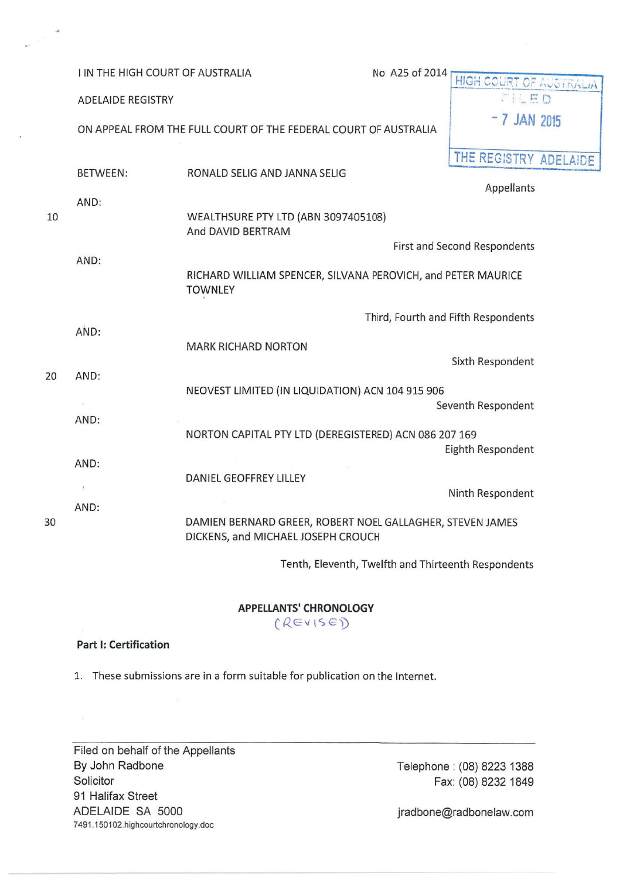I IN THE HIGH COURT OF AUSTRALIA No A25 of 2014

ADELAIDE REGISTRY

ON APPEAL FROM THE FULL COURT OF THE FEDERAL COURT OF AUSTRALIA

HIGH COURT OF AUSTRALIA
FILED
- 7 JAN 2015
THE REGISTRY ADELAIDE

BETWEEN: RONALD SELIG AND JANNA SELIG

Appellants

AND:

WEALTHSURE PTY LTD (ABN 3097405108)
And DAVID BERTRAM

First and Second Respondents

AND:

RICHARD WILLIAM SPENCER, SILVANA PEROVICH, and PETER MAURICE TOWNLEY

Third, Fourth and Fifth Respondents

AND:

MARK RICHARD NORTON

Sixth Respondent

AND:

NEOVEST LIMITED (IN LIQUIDATION) ACN 104 915 906

Seventh Respondent

AND:

NORTON CAPITAL PTY LTD (DEREGISTERED) ACN 086 207 169

Eighth Respondent

AND:

DANIEL GEOFFREY LILLEY

Ninth Respondent

AND:

DAMIEN BERNARD GREER, ROBERT NOEL GALLAGHER, STEVEN JAMES DICKENS, and MICHAEL JOSEPH CROUCH

Tenth, Eleventh, Twelfth and Thirteenth Respondents

## APPELLANTS' CHRONOLOGY

(REVISED)

**Part I: Certification**

1. These submissions are in a form suitable for publication on the Internet.

---

Filed on behalf of the Appellants
By John Radbone
Solicitor
91 Halifax Street
ADELAIDE SA 5000
7491.150102.highcourtchronology.doc

Telephone : (08) 8223 1388
Fax: (08) 8232 1849

jradbone@radbonelaw.com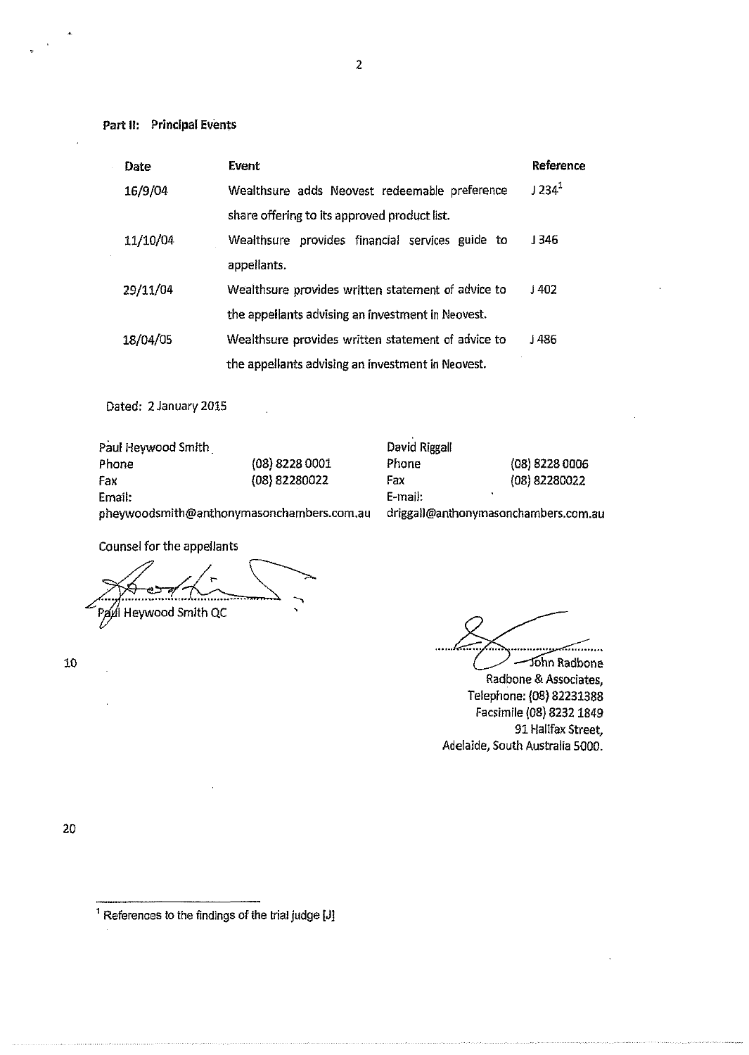**Part II: Principal Events**

| Date | Event | Reference |
|---|---|---|
| 16/9/04 | Wealthsure adds Neovest redeemable preference share offering to its approved product list. | J 234[1] |
| 11/10/04 | Wealthsure provides financial services guide to appellants. | J 346 |
| 29/11/04 | Wealthsure provides written statement of advice to the appellants advising an investment in Neovest. | J 402 |
| 18/04/05 | Wealthsure provides written statement of advice to the appellants advising an investment in Neovest. | J 486 |

Dated: 2 January 2015

| | | | |
|---|---|---|---|
| Paul Heywood Smith | | David Riggall | |
| Phone | (08) 8228 0001 | Phone | (08) 8228 0006 |
| Fax | (08) 82280022 | Fax | (08) 82280022 |
| Email: pheywoodsmith@anthonymasonchambers.com.au | | E-mail: driggall@anthonymasonchambers.com.au | |

Counsel for the appellants

Paul Heywood Smith QC

John Radbone
Radbone & Associates,
Telephone: (08) 82231388
Facsimile (08) 8232 1849
91 Halifax Street,
Adelaide, South Australia 5000.

[1] References to the findings of the trial judge [J]